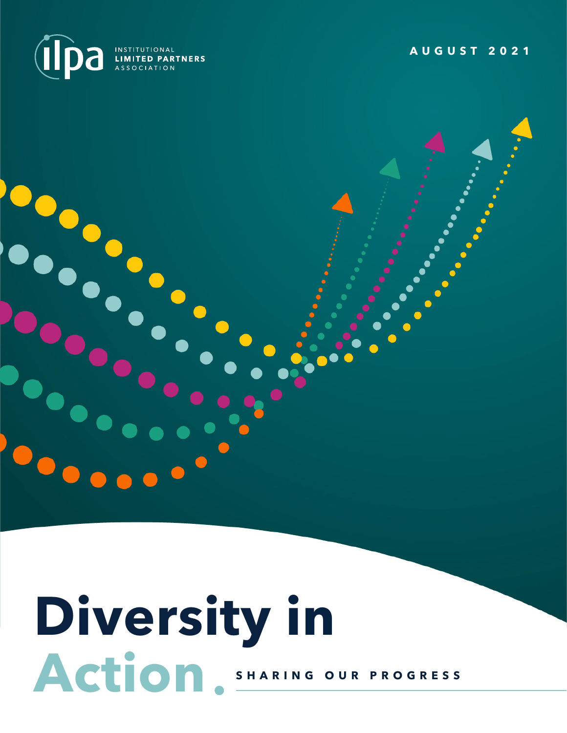ILPA INSTITUTIONAL LIMITED PARTNERS ASSOCIATION

AUGUST 2021

# Diversity in Action.

SHARING OUR PROGRESS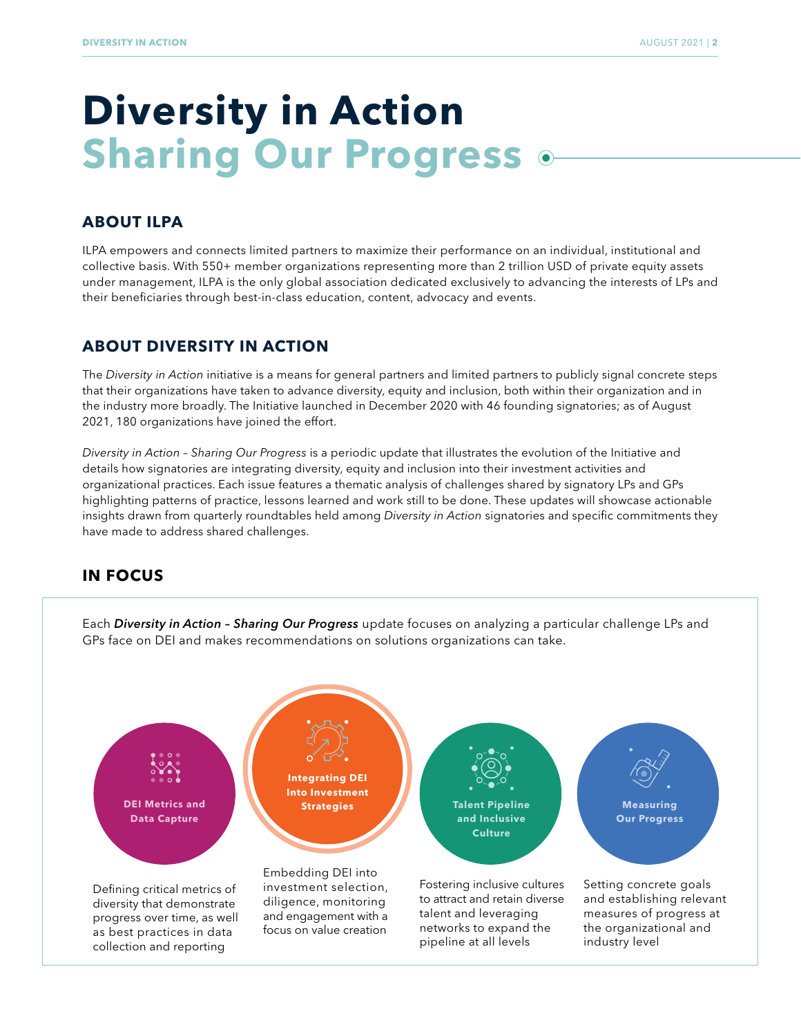# Diversity in Action
## Sharing Our Progress

### ABOUT ILPA

ILPA empowers and connects limited partners to maximize their performance on an individual, institutional and collective basis. With 550+ member organizations representing more than 2 trillion USD of private equity assets under management, ILPA is the only global association dedicated exclusively to advancing the interests of LPs and their beneficiaries through best-in-class education, content, advocacy and events.

### ABOUT DIVERSITY IN ACTION

The *Diversity in Action* initiative is a means for general partners and limited partners to publicly signal concrete steps that their organizations have taken to advance diversity, equity and inclusion, both within their organization and in the industry more broadly. The Initiative launched in December 2020 with 46 founding signatories; as of August 2021, 180 organizations have joined the effort.

*Diversity in Action – Sharing Our Progress* is a periodic update that illustrates the evolution of the Initiative and details how signatories are integrating diversity, equity and inclusion into their investment activities and organizational practices. Each issue features a thematic analysis of challenges shared by signatory LPs and GPs highlighting patterns of practice, lessons learned and work still to be done. These updates will showcase actionable insights drawn from quarterly roundtables held among *Diversity in Action* signatories and specific commitments they have made to address shared challenges.

### IN FOCUS

Each ***Diversity in Action – Sharing Our Progress*** update focuses on analyzing a particular challenge LPs and GPs face on DEI and makes recommendations on solutions organizations can take.

**DEI Metrics and Data Capture**

Defining critical metrics of diversity that demonstrate progress over time, as well as best practices in data collection and reporting

**Integrating DEI Into Investment Strategies**

Embedding DEI into investment selection, diligence, monitoring and engagement with a focus on value creation

**Talent Pipeline and Inclusive Culture**

Fostering inclusive cultures to attract and retain diverse talent and leveraging networks to expand the pipeline at all levels

**Measuring Our Progress**

Setting concrete goals and establishing relevant measures of progress at the organizational and industry level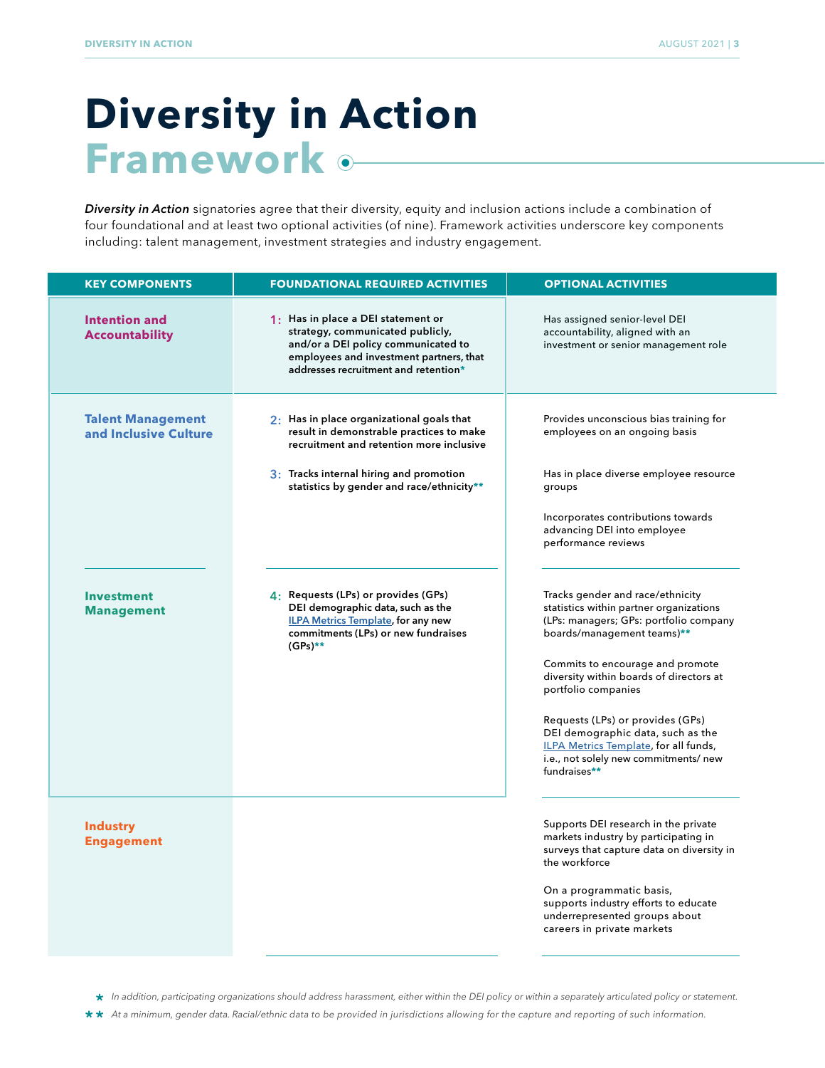# Diversity in Action Framework

*Diversity in Action* signatories agree that their diversity, equity and inclusion actions include a combination of four foundational and at least two optional activities (of nine). Framework activities underscore key components including: talent management, investment strategies and industry engagement.

| KEY COMPONENTS | FOUNDATIONAL REQUIRED ACTIVITIES | OPTIONAL ACTIVITIES |
|---|---|---|
| **Intention and Accountability** | **1: Has in place a DEI statement or strategy, communicated publicly, and/or a DEI policy communicated to employees and investment partners, that addresses recruitment and retention*** | Has assigned senior-level DEI accountability, aligned with an investment or senior management role |
| **Talent Management and Inclusive Culture** | **2: Has in place organizational goals that result in demonstrable practices to make recruitment and retention more inclusive**<br><br>**3: Tracks internal hiring and promotion statistics by gender and race/ethnicity**** | Provides unconscious bias training for employees on an ongoing basis<br><br>Has in place diverse employee resource groups<br><br>Incorporates contributions towards advancing DEI into employee performance reviews |
| **Investment Management** | **4: Requests (LPs) or provides (GPs) DEI demographic data, such as the ILPA Metrics Template, for any new commitments (LPs) or new fundraises (GPs)**** | Tracks gender and race/ethnicity statistics within partner organizations (LPs: managers; GPs: portfolio company boards/management teams)**<br><br>Commits to encourage and promote diversity within boards of directors at portfolio companies<br><br>Requests (LPs) or provides (GPs) DEI demographic data, such as the ILPA Metrics Template, for all funds, i.e., not solely new commitments/ new fundraises** |
| **Industry Engagement** | | Supports DEI research in the private markets industry by participating in surveys that capture data on diversity in the workforce<br><br>On a programmatic basis, supports industry efforts to educate underrepresented groups about careers in private markets |

\* *In addition, participating organizations should address harassment, either within the DEI policy or within a separately articulated policy or statement.*

\** *At a minimum, gender data. Racial/ethnic data to be provided in jurisdictions allowing for the capture and reporting of such information.*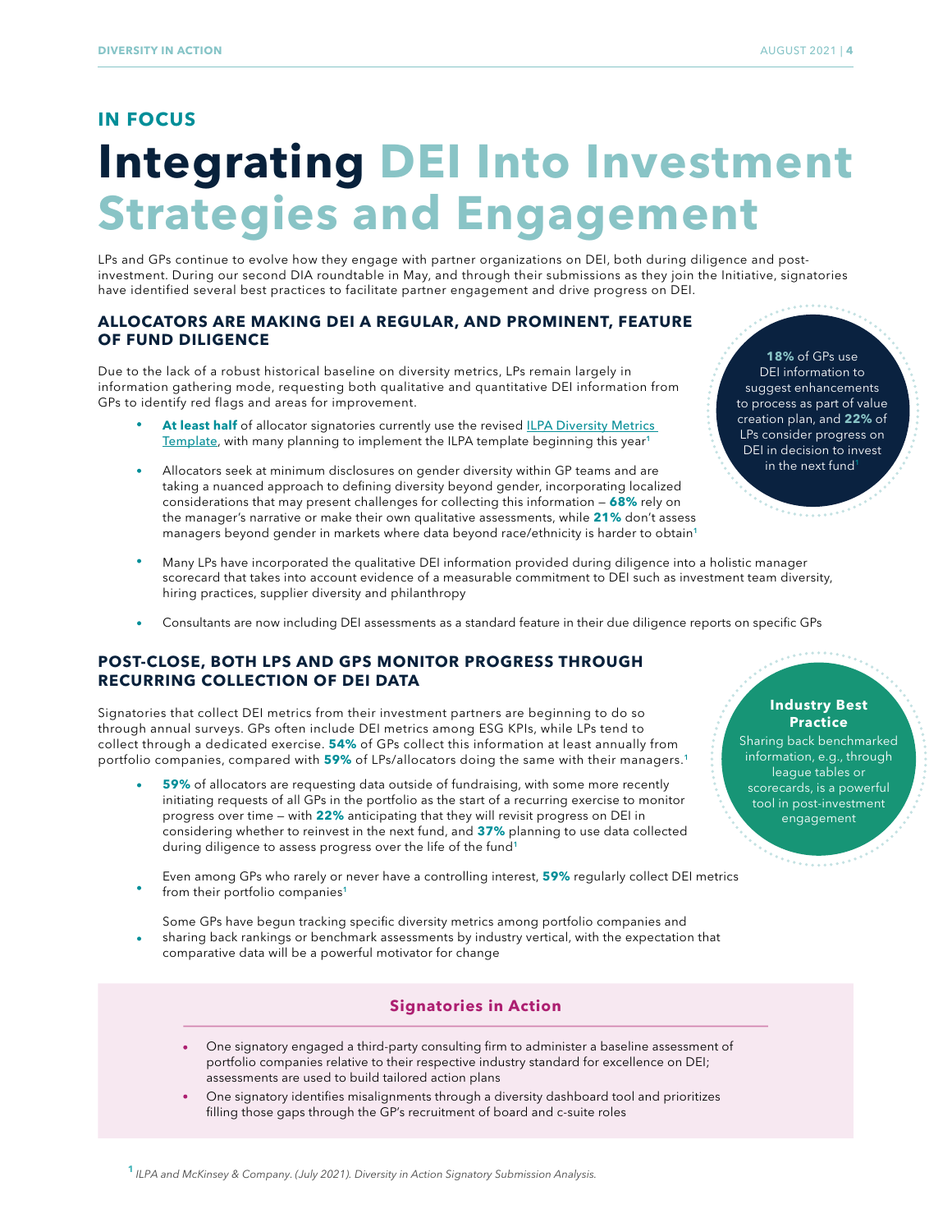## IN FOCUS

# Integrating DEI Into Investment Strategies and Engagement

LPs and GPs continue to evolve how they engage with partner organizations on DEI, both during diligence and post-investment. During our second DIA roundtable in May, and through their submissions as they join the Initiative, signatories have identified several best practices to facilitate partner engagement and drive progress on DEI.

### ALLOCATORS ARE MAKING DEI A REGULAR, AND PROMINENT, FEATURE OF FUND DILIGENCE

Due to the lack of a robust historical baseline on diversity metrics, LPs remain largely in information gathering mode, requesting both qualitative and quantitative DEI information from GPs to identify red flags and areas for improvement.

- **At least half** of allocator signatories currently use the revised ILPA Diversity Metrics Template, with many planning to implement the ILPA template beginning this year[1]
- Allocators seek at minimum disclosures on gender diversity within GP teams and are taking a nuanced approach to defining diversity beyond gender, incorporating localized considerations that may present challenges for collecting this information — **68%** rely on the manager's narrative or make their own qualitative assessments, while **21%** don't assess managers beyond gender in markets where data beyond race/ethnicity is harder to obtain[1]
- Many LPs have incorporated the qualitative DEI information provided during diligence into a holistic manager scorecard that takes into account evidence of a measurable commitment to DEI such as investment team diversity, hiring practices, supplier diversity and philanthropy
- Consultants are now including DEI assessments as a standard feature in their due diligence reports on specific GPs

**18%** of GPs use DEI information to suggest enhancements to process as part of value creation plan, and **22%** of LPs consider progress on DEI in decision to invest in the next fund[1]

### POST-CLOSE, BOTH LPS AND GPS MONITOR PROGRESS THROUGH RECURRING COLLECTION OF DEI DATA

Signatories that collect DEI metrics from their investment partners are beginning to do so through annual surveys. GPs often include DEI metrics among ESG KPIs, while LPs tend to collect through a dedicated exercise. **54%** of GPs collect this information at least annually from portfolio companies, compared with **59%** of LPs/allocators doing the same with their managers.[1]

- **59%** of allocators are requesting data outside of fundraising, with some more recently initiating requests of all GPs in the portfolio as the start of a recurring exercise to monitor progress over time — with **22%** anticipating that they will revisit progress on DEI in considering whether to reinvest in the next fund, and **37%** planning to use data collected during diligence to assess progress over the life of the fund[1]
- Even among GPs who rarely or never have a controlling interest, **59%** regularly collect DEI metrics from their portfolio companies[1]
- Some GPs have begun tracking specific diversity metrics among portfolio companies and sharing back rankings or benchmark assessments by industry vertical, with the expectation that comparative data will be a powerful motivator for change

**Industry Best Practice**

Sharing back benchmarked information, e.g., through league tables or scorecards, is a powerful tool in post-investment engagement

#### Signatories in Action

- One signatory engaged a third-party consulting firm to administer a baseline assessment of portfolio companies relative to their respective industry standard for excellence on DEI; assessments are used to build tailored action plans
- One signatory identifies misalignments through a diversity dashboard tool and prioritizes filling those gaps through the GP's recruitment of board and c-suite roles

[1] *ILPA and McKinsey & Company. (July 2021). Diversity in Action Signatory Submission Analysis.*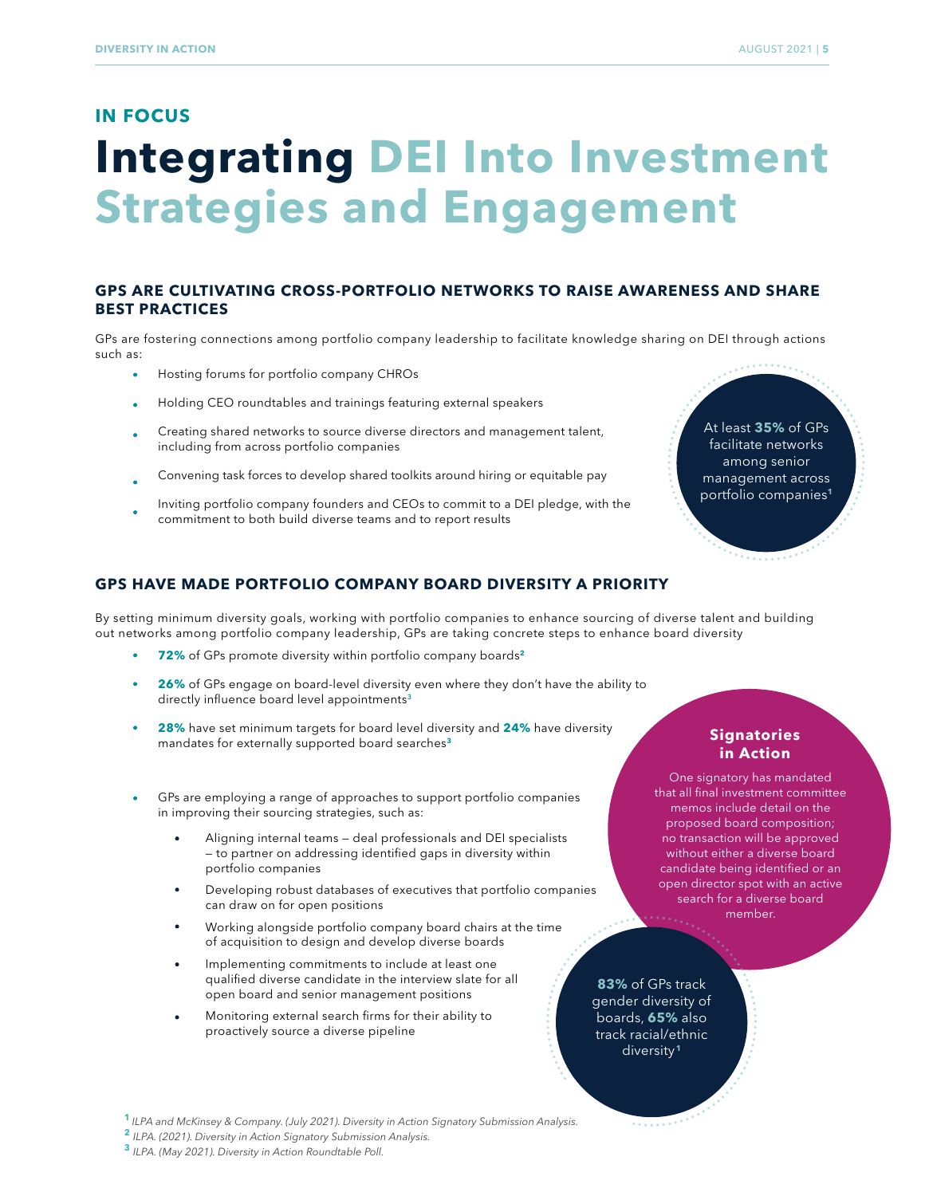**IN FOCUS**

# Integrating DEI Into Investment Strategies and Engagement

## GPS ARE CULTIVATING CROSS-PORTFOLIO NETWORKS TO RAISE AWARENESS AND SHARE BEST PRACTICES

GPs are fostering connections among portfolio company leadership to facilitate knowledge sharing on DEI through actions such as:

- Hosting forums for portfolio company CHROs
- Holding CEO roundtables and trainings featuring external speakers
- Creating shared networks to source diverse directors and management talent, including from across portfolio companies
- Convening task forces to develop shared toolkits around hiring or equitable pay
- Inviting portfolio company founders and CEOs to commit to a DEI pledge, with the commitment to both build diverse teams and to report results

At least **35%** of GPs facilitate networks among senior management across portfolio companies[1]

## GPS HAVE MADE PORTFOLIO COMPANY BOARD DIVERSITY A PRIORITY

By setting minimum diversity goals, working with portfolio companies to enhance sourcing of diverse talent and building out networks among portfolio company leadership, GPs are taking concrete steps to enhance board diversity

- **72%** of GPs promote diversity within portfolio company boards[2]
- **26%** of GPs engage on board-level diversity even where they don't have the ability to directly influence board level appointments[3]
- **28%** have set minimum targets for board level diversity and **24%** have diversity mandates for externally supported board searches[3]
- GPs are employing a range of approaches to support portfolio companies in improving their sourcing strategies, such as:
  - Aligning internal teams — deal professionals and DEI specialists — to partner on addressing identified gaps in diversity within portfolio companies
  - Developing robust databases of executives that portfolio companies can draw on for open positions
  - Working alongside portfolio company board chairs at the time of acquisition to design and develop diverse boards
  - Implementing commitments to include at least one qualified diverse candidate in the interview slate for all open board and senior management positions
  - Monitoring external search firms for their ability to proactively source a diverse pipeline

**Signatories in Action**

One signatory has mandated that all final investment committee memos include detail on the proposed board composition; no transaction will be approved without either a diverse board candidate being identified or an open director spot with an active search for a diverse board member.

**83%** of GPs track gender diversity of boards, **65%** also track racial/ethnic diversity[1]

---

[1] *ILPA and McKinsey & Company. (July 2021). Diversity in Action Signatory Submission Analysis.*

[2] *ILPA. (2021). Diversity in Action Signatory Submission Analysis.*

[3] *ILPA. (May 2021). Diversity in Action Roundtable Poll.*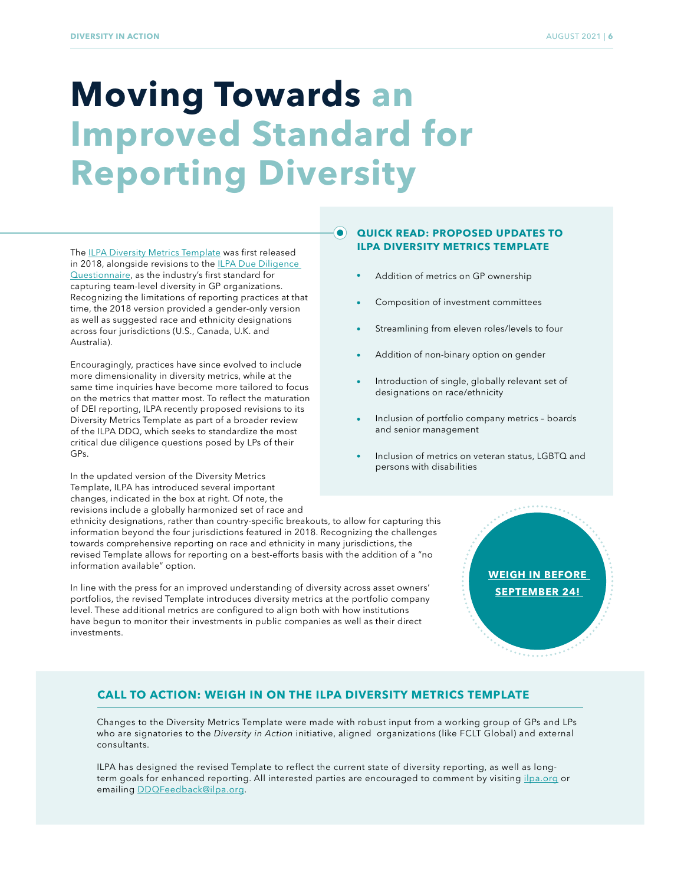# Moving Towards an Improved Standard for Reporting Diversity

The ILPA Diversity Metrics Template was first released in 2018, alongside revisions to the ILPA Due Diligence Questionnaire, as the industry's first standard for capturing team-level diversity in GP organizations. Recognizing the limitations of reporting practices at that time, the 2018 version provided a gender-only version as well as suggested race and ethnicity designations across four jurisdictions (U.S., Canada, U.K. and Australia).

Encouragingly, practices have since evolved to include more dimensionality in diversity metrics, while at the same time inquiries have become more tailored to focus on the metrics that matter most. To reflect the maturation of DEI reporting, ILPA recently proposed revisions to its Diversity Metrics Template as part of a broader review of the ILPA DDQ, which seeks to standardize the most critical due diligence questions posed by LPs of their GPs.

In the updated version of the Diversity Metrics Template, ILPA has introduced several important changes, indicated in the box at right. Of note, the revisions include a globally harmonized set of race and ethnicity designations, rather than country-specific breakouts, to allow for capturing this information beyond the four jurisdictions featured in 2018. Recognizing the challenges towards comprehensive reporting on race and ethnicity in many jurisdictions, the revised Template allows for reporting on a best-efforts basis with the addition of a "no information available" option.

In line with the press for an improved understanding of diversity across asset owners' portfolios, the revised Template introduces diversity metrics at the portfolio company level. These additional metrics are configured to align both with how institutions have begun to monitor their investments in public companies as well as their direct investments.

### QUICK READ: PROPOSED UPDATES TO ILPA DIVERSITY METRICS TEMPLATE

- Addition of metrics on GP ownership
- Composition of investment committees
- Streamlining from eleven roles/levels to four
- Addition of non-binary option on gender
- Introduction of single, globally relevant set of designations on race/ethnicity
- Inclusion of portfolio company metrics – boards and senior management
- Inclusion of metrics on veteran status, LGBTQ and persons with disabilities

**WEIGH IN BEFORE SEPTEMBER 24!**

### CALL TO ACTION: WEIGH IN ON THE ILPA DIVERSITY METRICS TEMPLATE

Changes to the Diversity Metrics Template were made with robust input from a working group of GPs and LPs who are signatories to the *Diversity in Action* initiative, aligned organizations (like FCLT Global) and external consultants.

ILPA has designed the revised Template to reflect the current state of diversity reporting, as well as long-term goals for enhanced reporting. All interested parties are encouraged to comment by visiting ilpa.org or emailing DDQFeedback@ilpa.org.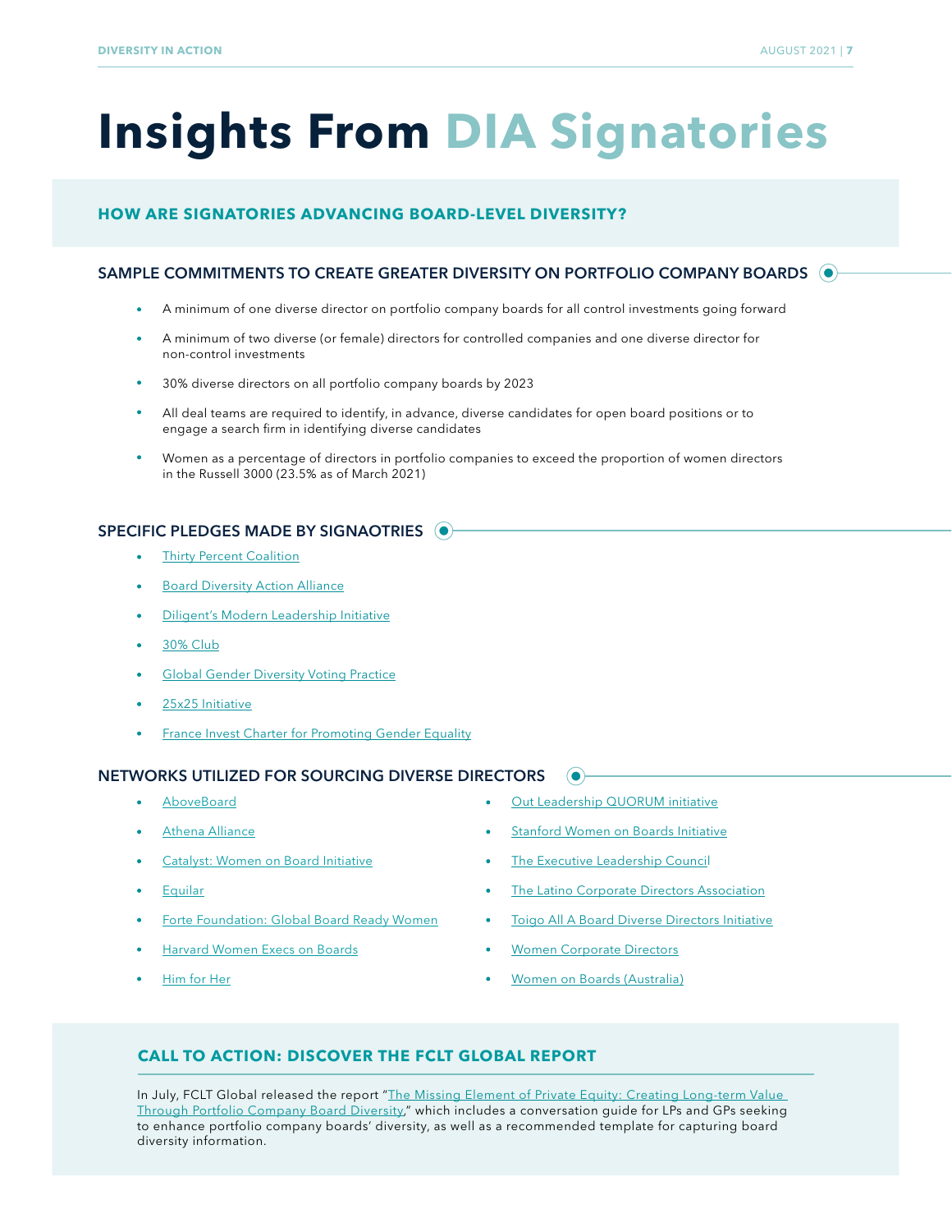# Insights From DIA Signatories

## HOW ARE SIGNATORIES ADVANCING BOARD-LEVEL DIVERSITY?

### SAMPLE COMMITMENTS TO CREATE GREATER DIVERSITY ON PORTFOLIO COMPANY BOARDS

- A minimum of one diverse director on portfolio company boards for all control investments going forward
- A minimum of two diverse (or female) directors for controlled companies and one diverse director for non-control investments
- 30% diverse directors on all portfolio company boards by 2023
- All deal teams are required to identify, in advance, diverse candidates for open board positions or to engage a search firm in identifying diverse candidates
- Women as a percentage of directors in portfolio companies to exceed the proportion of women directors in the Russell 3000 (23.5% as of March 2021)

### SPECIFIC PLEDGES MADE BY SIGNAOTRIES

- Thirty Percent Coalition
- Board Diversity Action Alliance
- Diligent's Modern Leadership Initiative
- 30% Club
- Global Gender Diversity Voting Practice
- 25x25 Initiative
- France Invest Charter for Promoting Gender Equality

### NETWORKS UTILIZED FOR SOURCING DIVERSE DIRECTORS

- AboveBoard
- Athena Alliance
- Catalyst: Women on Board Initiative
- Equilar
- Forte Foundation: Global Board Ready Women
- Harvard Women Execs on Boards
- Him for Her
- Out Leadership QUORUM initiative
- Stanford Women on Boards Initiative
- The Executive Leadership Council
- The Latino Corporate Directors Association
- Toigo All A Board Diverse Directors Initiative
- Women Corporate Directors
- Women on Boards (Australia)

## CALL TO ACTION: DISCOVER THE FCLT GLOBAL REPORT

In July, FCLT Global released the report "The Missing Element of Private Equity: Creating Long-term Value Through Portfolio Company Board Diversity," which includes a conversation guide for LPs and GPs seeking to enhance portfolio company boards' diversity, as well as a recommended template for capturing board diversity information.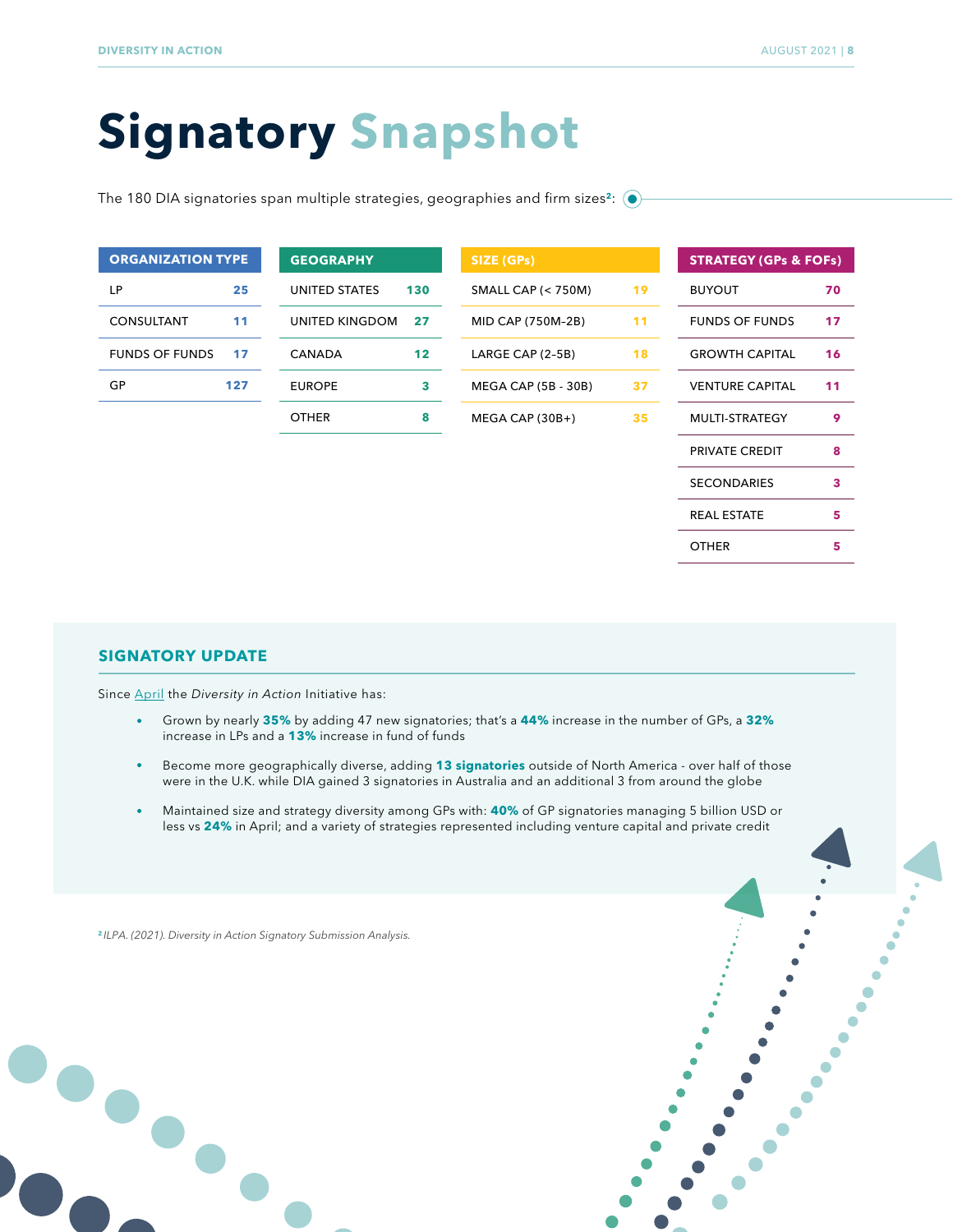# Signatory Snapshot

The 180 DIA signatories span multiple strategies, geographies and firm sizes[2]:

| ORGANIZATION TYPE | |
|---|---|
| LP | 25 |
| CONSULTANT | 11 |
| FUNDS OF FUNDS | 17 |
| GP | 127 |

| GEOGRAPHY | |
|---|---|
| UNITED STATES | 130 |
| UNITED KINGDOM | 27 |
| CANADA | 12 |
| EUROPE | 3 |
| OTHER | 8 |

| SIZE (GPs) | |
|---|---|
| SMALL CAP (< 750M) | 19 |
| MID CAP (750M-2B) | 11 |
| LARGE CAP (2-5B) | 18 |
| MEGA CAP (5B - 30B) | 37 |
| MEGA CAP (30B+) | 35 |

| STRATEGY (GPs & FOFs) | |
|---|---|
| BUYOUT | 70 |
| FUNDS OF FUNDS | 17 |
| GROWTH CAPITAL | 16 |
| VENTURE CAPITAL | 11 |
| MULTI-STRATEGY | 9 |
| PRIVATE CREDIT | 8 |
| SECONDARIES | 3 |
| REAL ESTATE | 5 |
| OTHER | 5 |

## SIGNATORY UPDATE

Since April the *Diversity in Action* Initiative has:

- Grown by nearly **35%** by adding 47 new signatories; that's a **44%** increase in the number of GPs, a **32%** increase in LPs and a **13%** increase in fund of funds
- Become more geographically diverse, adding **13 signatories** outside of North America - over half of those were in the U.K. while DIA gained 3 signatories in Australia and an additional 3 from around the globe
- Maintained size and strategy diversity among GPs with: **40%** of GP signatories managing 5 billion USD or less vs **24%** in April; and a variety of strategies represented including venture capital and private credit

[2] *ILPA. (2021). Diversity in Action Signatory Submission Analysis.*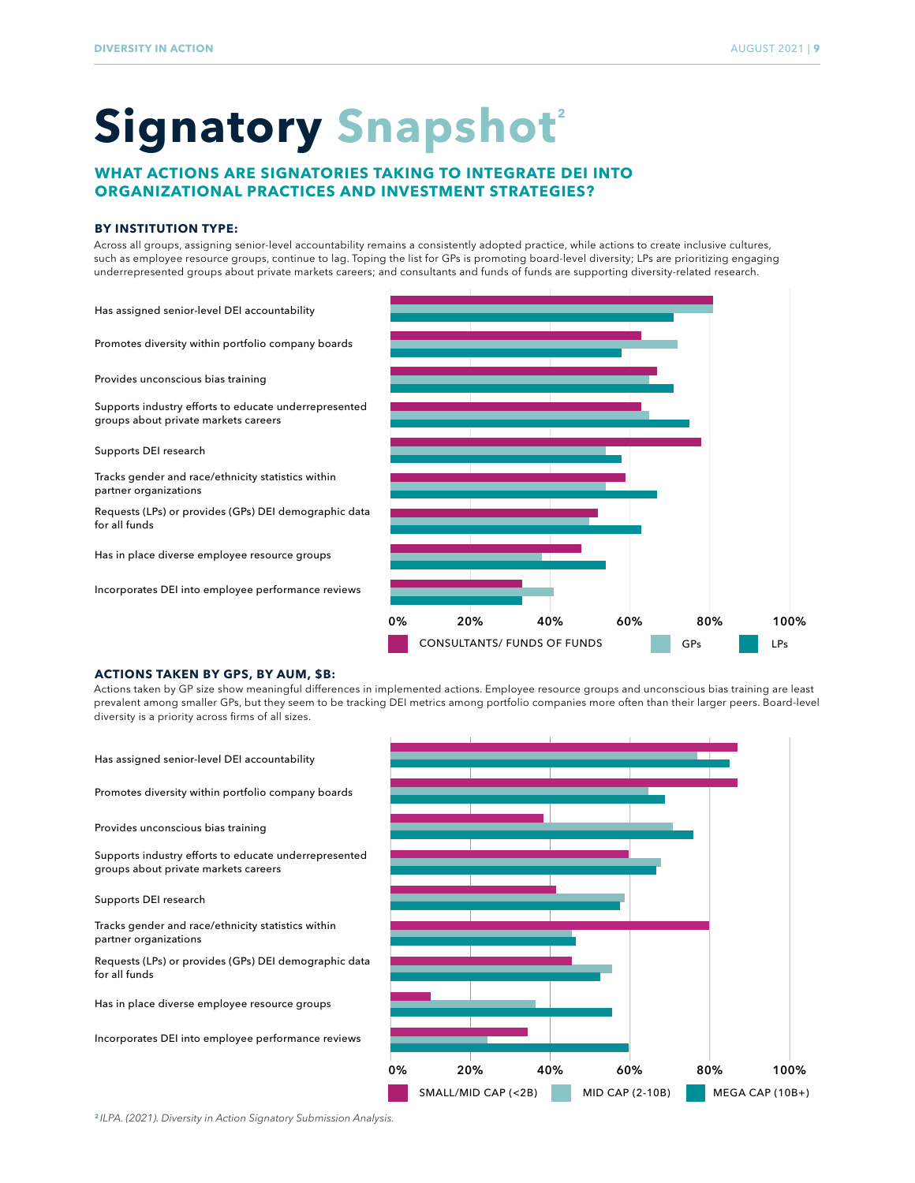# Signatory Snapshot[2]

## WHAT ACTIONS ARE SIGNATORIES TAKING TO INTEGRATE DEI INTO ORGANIZATIONAL PRACTICES AND INVESTMENT STRATEGIES?

### BY INSTITUTION TYPE:

Across all groups, assigning senior-level accountability remains a consistently adopted practice, while actions to create inclusive cultures, such as employee resource groups, continue to lag. Toping the list for GPs is promoting board-level diversity; LPs are prioritizing engaging underrepresented groups about private markets careers; and consultants and funds of funds are supporting diversity-related research.

- Has assigned senior-level DEI accountability
- Promotes diversity within portfolio company boards
- Provides unconscious bias training
- Supports industry efforts to educate underrepresented groups about private markets careers
- Supports DEI research
- Tracks gender and race/ethnicity statistics within partner organizations
- Requests (LPs) or provides (GPs) DEI demographic data for all funds
- Has in place diverse employee resource groups
- Incorporates DEI into employee performance reviews

0% 20% 40% 60% 80% 100%

CONSULTANTS/ FUNDS OF FUNDS | GPs | LPs

### ACTIONS TAKEN BY GPS, BY AUM, $B:

Actions taken by GP size show meaningful differences in implemented actions. Employee resource groups and unconscious bias training are least prevalent among smaller GPs, but they seem to be tracking DEI metrics among portfolio companies more often than their larger peers. Board-level diversity is a priority across firms of all sizes.

- Has assigned senior-level DEI accountability
- Promotes diversity within portfolio company boards
- Provides unconscious bias training
- Supports industry efforts to educate underrepresented groups about private markets careers
- Supports DEI research
- Tracks gender and race/ethnicity statistics within partner organizations
- Requests (LPs) or provides (GPs) DEI demographic data for all funds
- Has in place diverse employee resource groups
- Incorporates DEI into employee performance reviews

0% 20% 40% 60% 80% 100%

SMALL/MID CAP (<2B) | MID CAP (2-10B) | MEGA CAP (10B+)

[2] *ILPA. (2021). Diversity in Action Signatory Submission Analysis.*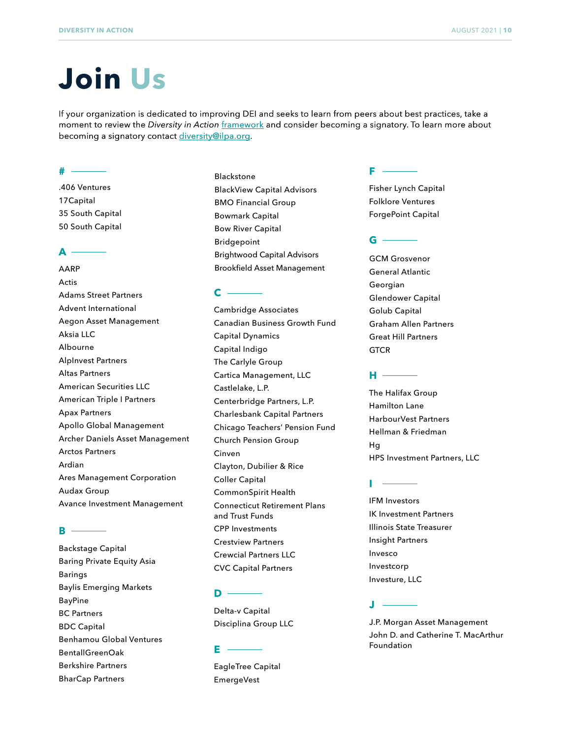# Join Us

If your organization is dedicated to improving DEI and seeks to learn from peers about best practices, take a moment to review the *Diversity in Action* framework and consider becoming a signatory. To learn more about becoming a signatory contact diversity@ilpa.org.

### #

.406 Ventures
17Capital
35 South Capital
50 South Capital

### A

AARP
Actis
Adams Street Partners
Advent International
Aegon Asset Management
Aksia LLC
Albourne
AlpInvest Partners
Altas Partners
American Securities LLC
American Triple I Partners
Apax Partners
Apollo Global Management
Archer Daniels Asset Management
Arctos Partners
Ardian
Ares Management Corporation
Audax Group
Avance Investment Management

### B

Backstage Capital
Baring Private Equity Asia
Barings
Baylis Emerging Markets
BayPine
BC Partners
BDC Capital
Benhamou Global Ventures
BentallGreenOak
Berkshire Partners
BharCap Partners
Blackstone
BlackView Capital Advisors
BMO Financial Group
Bowmark Capital
Bow River Capital
Bridgepoint
Brightwood Capital Advisors
Brookfield Asset Management

### C

Cambridge Associates
Canadian Business Growth Fund
Capital Dynamics
Capital Indigo
The Carlyle Group
Cartica Management, LLC
Castlelake, L.P.
Centerbridge Partners, L.P.
Charlesbank Capital Partners
Chicago Teachers' Pension Fund
Church Pension Group
Cinven
Clayton, Dubilier & Rice
Coller Capital
CommonSpirit Health
Connecticut Retirement Plans and Trust Funds
CPP Investments
Crestview Partners
Crewcial Partners LLC
CVC Capital Partners

### D

Delta-v Capital
Disciplina Group LLC

### E

EagleTree Capital
EmergeVest

### F

Fisher Lynch Capital
Folklore Ventures
ForgePoint Capital

### G

GCM Grosvenor
General Atlantic
Georgian
Glendower Capital
Golub Capital
Graham Allen Partners
Great Hill Partners
GTCR

### H

The Halifax Group
Hamilton Lane
HarbourVest Partners
Hellman & Friedman
Hg
HPS Investment Partners, LLC

### I

IFM Investors
IK Investment Partners
Illinois State Treasurer
Insight Partners
Invesco
Investcorp
Investure, LLC

### J

J.P. Morgan Asset Management
John D. and Catherine T. MacArthur Foundation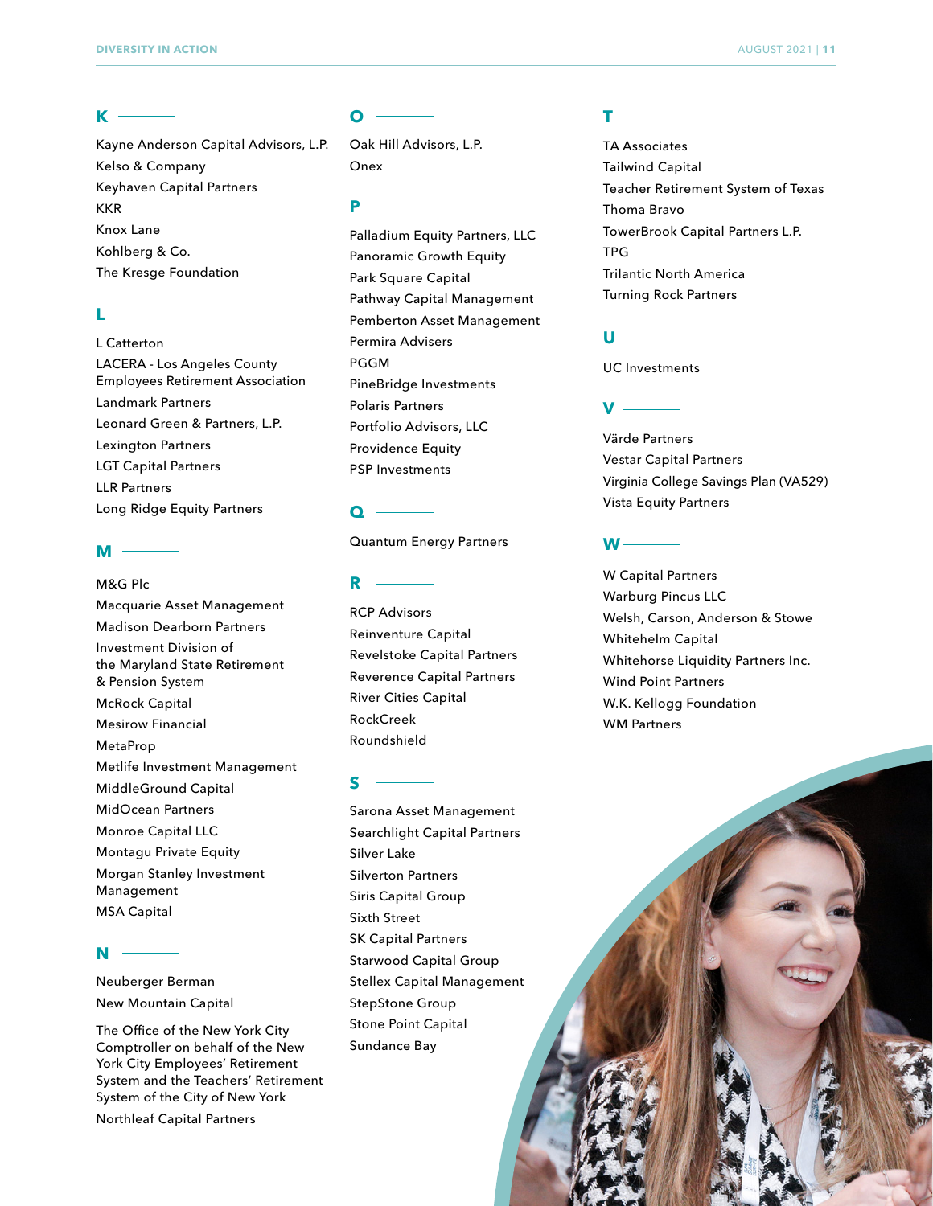## K

Kayne Anderson Capital Advisors, L.P.
Kelso & Company
Keyhaven Capital Partners
KKR
Knox Lane
Kohlberg & Co.
The Kresge Foundation

## L

L Catterton
LACERA - Los Angeles County Employees Retirement Association
Landmark Partners
Leonard Green & Partners, L.P.
Lexington Partners
LGT Capital Partners
LLR Partners
Long Ridge Equity Partners

## M

M&G Plc
Macquarie Asset Management
Madison Dearborn Partners
Investment Division of the Maryland State Retirement & Pension System
McRock Capital
Mesirow Financial
MetaProp
Metlife Investment Management
MiddleGround Capital
MidOcean Partners
Monroe Capital LLC
Montagu Private Equity
Morgan Stanley Investment Management
MSA Capital

## N

Neuberger Berman
New Mountain Capital
The Office of the New York City Comptroller on behalf of the New York City Employees' Retirement System and the Teachers' Retirement System of the City of New York
Northleaf Capital Partners

## O

Oak Hill Advisors, L.P.
Onex

## P

Palladium Equity Partners, LLC
Panoramic Growth Equity
Park Square Capital
Pathway Capital Management
Pemberton Asset Management
Permira Advisers
PGGM
PineBridge Investments
Polaris Partners
Portfolio Advisors, LLC
Providence Equity
PSP Investments

## Q

Quantum Energy Partners

## R

RCP Advisors
Reinventure Capital
Revelstoke Capital Partners
Reverence Capital Partners
River Cities Capital
RockCreek
Roundshield

## S

Sarona Asset Management
Searchlight Capital Partners
Silver Lake
Silverton Partners
Siris Capital Group
Sixth Street
SK Capital Partners
Starwood Capital Group
Stellex Capital Management
StepStone Group
Stone Point Capital
Sundance Bay

## T

TA Associates
Tailwind Capital
Teacher Retirement System of Texas
Thoma Bravo
TowerBrook Capital Partners L.P.
TPG
Trilantic North America
Turning Rock Partners

## U

UC Investments

## V

Värde Partners
Vestar Capital Partners
Virginia College Savings Plan (VA529)
Vista Equity Partners

## W

W Capital Partners
Warburg Pincus LLC
Welsh, Carson, Anderson & Stowe
Whitehelm Capital
Whitehorse Liquidity Partners Inc.
Wind Point Partners
W.K. Kellogg Foundation
WM Partners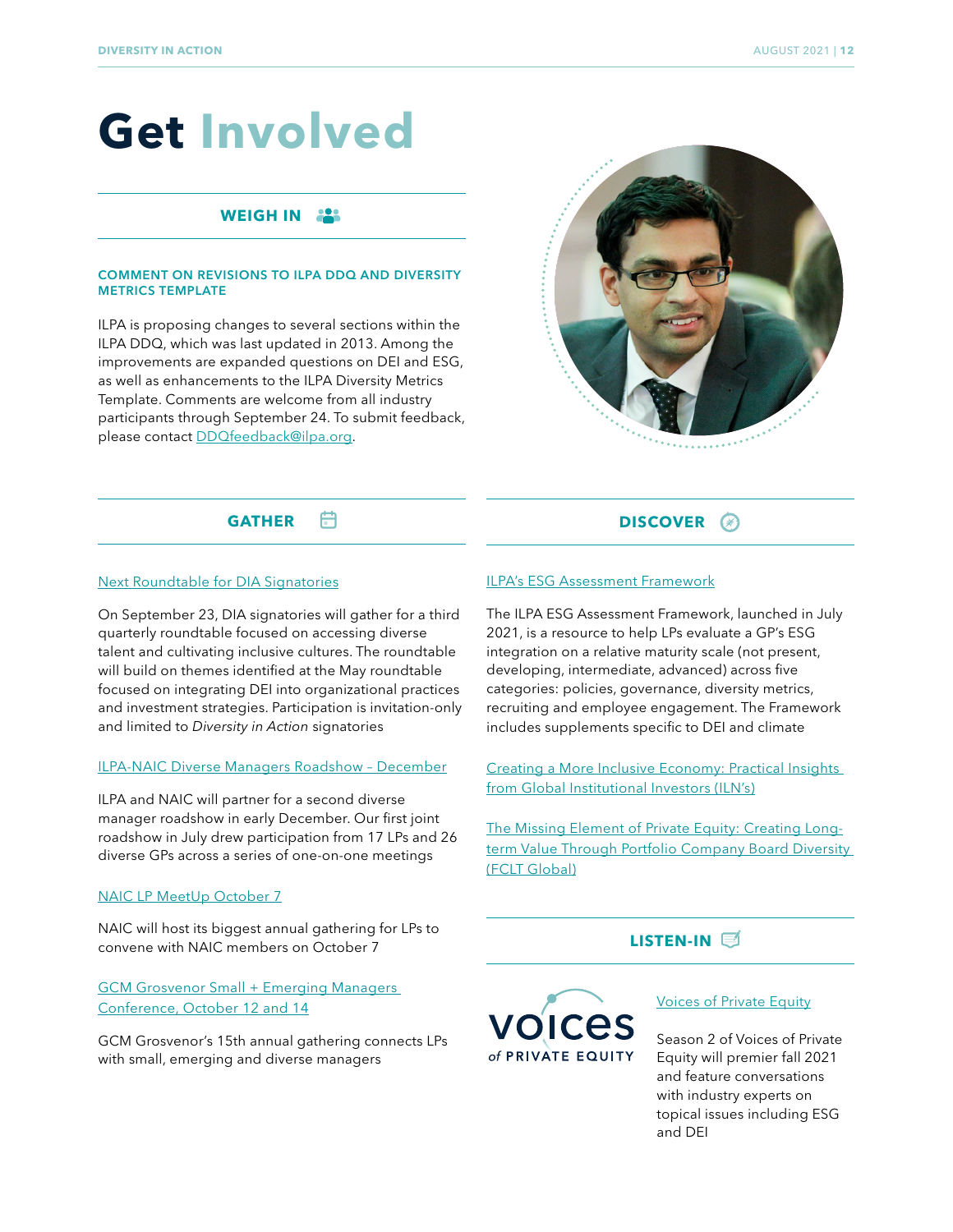# Get Involved

## WEIGH IN

### COMMENT ON REVISIONS TO ILPA DDQ AND DIVERSITY METRICS TEMPLATE

ILPA is proposing changes to several sections within the ILPA DDQ, which was last updated in 2013. Among the improvements are expanded questions on DEI and ESG, as well as enhancements to the ILPA Diversity Metrics Template. Comments are welcome from all industry participants through September 24. To submit feedback, please contact DDQfeedback@ilpa.org.

## GATHER

Next Roundtable for DIA Signatories

On September 23, DIA signatories will gather for a third quarterly roundtable focused on accessing diverse talent and cultivating inclusive cultures. The roundtable will build on themes identified at the May roundtable focused on integrating DEI into organizational practices and investment strategies. Participation is invitation-only and limited to *Diversity in Action* signatories

ILPA-NAIC Diverse Managers Roadshow – December

ILPA and NAIC will partner for a second diverse manager roadshow in early December. Our first joint roadshow in July drew participation from 17 LPs and 26 diverse GPs across a series of one-on-one meetings

NAIC LP MeetUp October 7

NAIC will host its biggest annual gathering for LPs to convene with NAIC members on October 7

GCM Grosvenor Small + Emerging Managers Conference, October 12 and 14

GCM Grosvenor's 15th annual gathering connects LPs with small, emerging and diverse managers

## DISCOVER

ILPA's ESG Assessment Framework

The ILPA ESG Assessment Framework, launched in July 2021, is a resource to help LPs evaluate a GP's ESG integration on a relative maturity scale (not present, developing, intermediate, advanced) across five categories: policies, governance, diversity metrics, recruiting and employee engagement. The Framework includes supplements specific to DEI and climate

Creating a More Inclusive Economy: Practical Insights from Global Institutional Investors (ILN's)

The Missing Element of Private Equity: Creating Long-term Value Through Portfolio Company Board Diversity (FCLT Global)

## LISTEN-IN

voices of PRIVATE EQUITY

Voices of Private Equity

Season 2 of Voices of Private Equity will premier fall 2021 and feature conversations with industry experts on topical issues including ESG and DEI